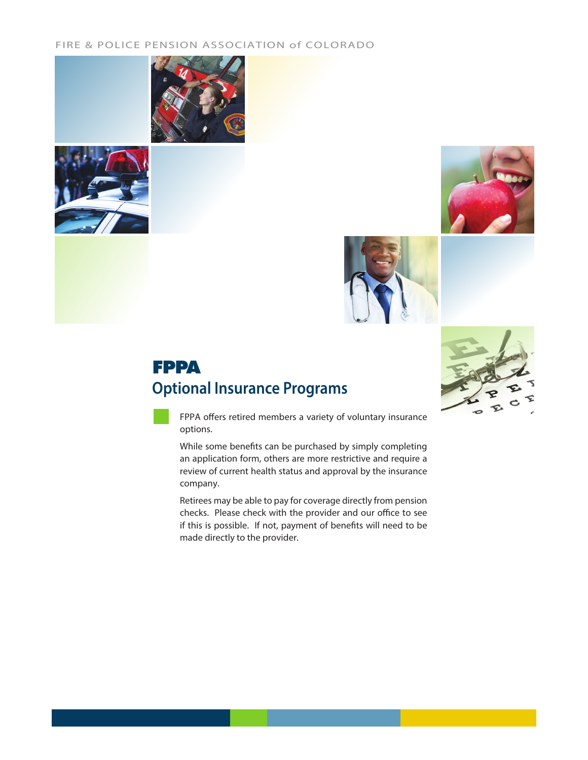FIRE & POLICE PENSION ASSOCIATION of COLORADO

# FPPA

## Optional Insurance Programs

FPPA offers retired members a variety of voluntary insurance options.

While some benefits can be purchased by simply completing an application form, others are more restrictive and require a review of current health status and approval by the insurance company.

Retirees may be able to pay for coverage directly from pension checks. Please check with the provider and our office to see if this is possible. If not, payment of benefits will need to be made directly to the provider.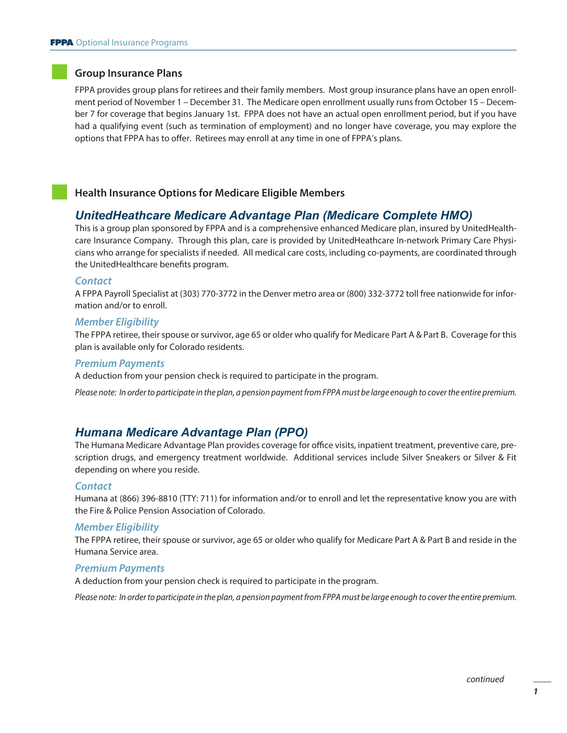## Group Insurance Plans

FPPA provides group plans for retirees and their family members. Most group insurance plans have an open enrollment period of November 1 – December 31. The Medicare open enrollment usually runs from October 15 – December 7 for coverage that begins January 1st. FPPA does not have an actual open enrollment period, but if you have had a qualifying event (such as termination of employment) and no longer have coverage, you may explore the options that FPPA has to offer. Retirees may enroll at any time in one of FPPA's plans.

## Health Insurance Options for Medicare Eligible Members

### *UnitedHeathcare Medicare Advantage Plan (Medicare Complete HMO)*

This is a group plan sponsored by FPPA and is a comprehensive enhanced Medicare plan, insured by UnitedHealthcare Insurance Company. Through this plan, care is provided by UnitedHeathcare In-network Primary Care Physicians who arrange for specialists if needed. All medical care costs, including co-payments, are coordinated through the UnitedHealthcare benefits program.

#### *Contact*

A FPPA Payroll Specialist at (303) 770-3772 in the Denver metro area or (800) 332-3772 toll free nationwide for information and/or to enroll.

#### *Member Eligibility*

The FPPA retiree, their spouse or survivor, age 65 or older who qualify for Medicare Part A & Part B. Coverage for this plan is available only for Colorado residents.

#### *Premium Payments*

A deduction from your pension check is required to participate in the program.

*Please note: In order to participate in the plan, a pension payment from FPPA must be large enough to cover the entire premium.*

### *Humana Medicare Advantage Plan (PPO)*

The Humana Medicare Advantage Plan provides coverage for office visits, inpatient treatment, preventive care, prescription drugs, and emergency treatment worldwide. Additional services include Silver Sneakers or Silver & Fit depending on where you reside.

#### *Contact*

Humana at (866) 396-8810 (TTY: 711) for information and/or to enroll and let the representative know you are with the Fire & Police Pension Association of Colorado.

#### *Member Eligibility*

The FPPA retiree, their spouse or survivor, age 65 or older who qualify for Medicare Part A & Part B and reside in the Humana Service area.

#### *Premium Payments*

A deduction from your pension check is required to participate in the program.

*Please note: In order to participate in the plan, a pension payment from FPPA must be large enough to cover the entire premium.*

*continued*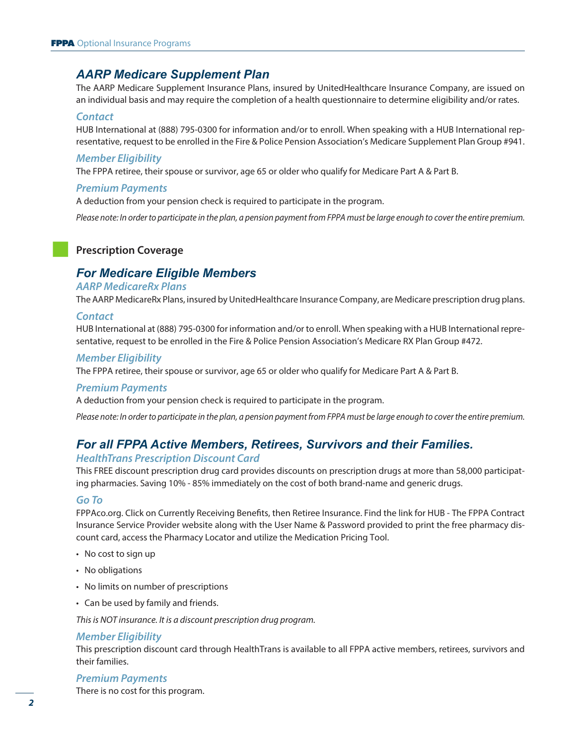## AARP Medicare Supplement Plan

The AARP Medicare Supplement Insurance Plans, insured by UnitedHealthcare Insurance Company, are issued on an individual basis and may require the completion of a health questionnaire to determine eligibility and/or rates.

### Contact

HUB International at (888) 795-0300 for information and/or to enroll. When speaking with a HUB International representative, request to be enrolled in the Fire & Police Pension Association's Medicare Supplement Plan Group #941.

### Member Eligibility

The FPPA retiree, their spouse or survivor, age 65 or older who qualify for Medicare Part A & Part B.

### Premium Payments

A deduction from your pension check is required to participate in the program.

*Please note: In order to participate in the plan, a pension payment from FPPA must be large enough to cover the entire premium.*

# Prescription Coverage

## For Medicare Eligible Members

### AARP MedicareRx Plans

The AARP MedicareRx Plans, insured by UnitedHealthcare Insurance Company, are Medicare prescription drug plans.

### Contact

HUB International at (888) 795-0300 for information and/or to enroll. When speaking with a HUB International representative, request to be enrolled in the Fire & Police Pension Association's Medicare RX Plan Group #472.

### Member Eligibility

The FPPA retiree, their spouse or survivor, age 65 or older who qualify for Medicare Part A & Part B.

### Premium Payments

A deduction from your pension check is required to participate in the program.

*Please note: In order to participate in the plan, a pension payment from FPPA must be large enough to cover the entire premium.*

## For all FPPA Active Members, Retirees, Survivors and their Families.

### HealthTrans Prescription Discount Card

This FREE discount prescription drug card provides discounts on prescription drugs at more than 58,000 participating pharmacies. Saving 10% - 85% immediately on the cost of both brand-name and generic drugs.

### Go To

FPPAco.org. Click on Currently Receiving Benefits, then Retiree Insurance. Find the link for HUB - The FPPA Contract Insurance Service Provider website along with the User Name & Password provided to print the free pharmacy discount card, access the Pharmacy Locator and utilize the Medication Pricing Tool.

- No cost to sign up
- No obligations
- No limits on number of prescriptions
- Can be used by family and friends.

*This is NOT insurance. It is a discount prescription drug program.*

### Member Eligibility

This prescription discount card through HealthTrans is available to all FPPA active members, retirees, survivors and their families.

### Premium Payments

There is no cost for this program.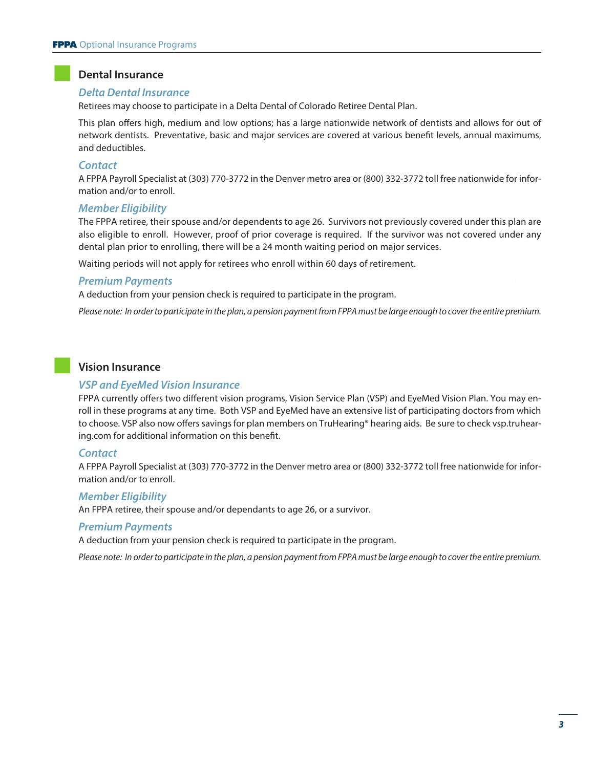## Dental Insurance

### *Delta Dental Insurance*

Retirees may choose to participate in a Delta Dental of Colorado Retiree Dental Plan.

This plan offers high, medium and low options; has a large nationwide network of dentists and allows for out of network dentists. Preventative, basic and major services are covered at various benefit levels, annual maximums, and deductibles.

### *Contact*

A FPPA Payroll Specialist at (303) 770-3772 in the Denver metro area or (800) 332-3772 toll free nationwide for information and/or to enroll.

### *Member Eligibility*

The FPPA retiree, their spouse and/or dependents to age 26. Survivors not previously covered under this plan are also eligible to enroll. However, proof of prior coverage is required. If the survivor was not covered under any dental plan prior to enrolling, there will be a 24 month waiting period on major services.

Waiting periods will not apply for retirees who enroll within 60 days of retirement.

### *Premium Payments*

A deduction from your pension check is required to participate in the program.

*Please note: In order to participate in the plan, a pension payment from FPPA must be large enough to cover the entire premium.*

## Vision Insurance

### *VSP and EyeMed Vision Insurance*

FPPA currently offers two different vision programs, Vision Service Plan (VSP) and EyeMed Vision Plan. You may enroll in these programs at any time. Both VSP and EyeMed have an extensive list of participating doctors from which to choose. VSP also now offers savings for plan members on TruHearing® hearing aids. Be sure to check vsp.truhearing.com for additional information on this benefit.

### *Contact*

A FPPA Payroll Specialist at (303) 770-3772 in the Denver metro area or (800) 332-3772 toll free nationwide for information and/or to enroll.

### *Member Eligibility*

An FPPA retiree, their spouse and/or dependants to age 26, or a survivor.

### *Premium Payments*

A deduction from your pension check is required to participate in the program.

*Please note: In order to participate in the plan, a pension payment from FPPA must be large enough to cover the entire premium.*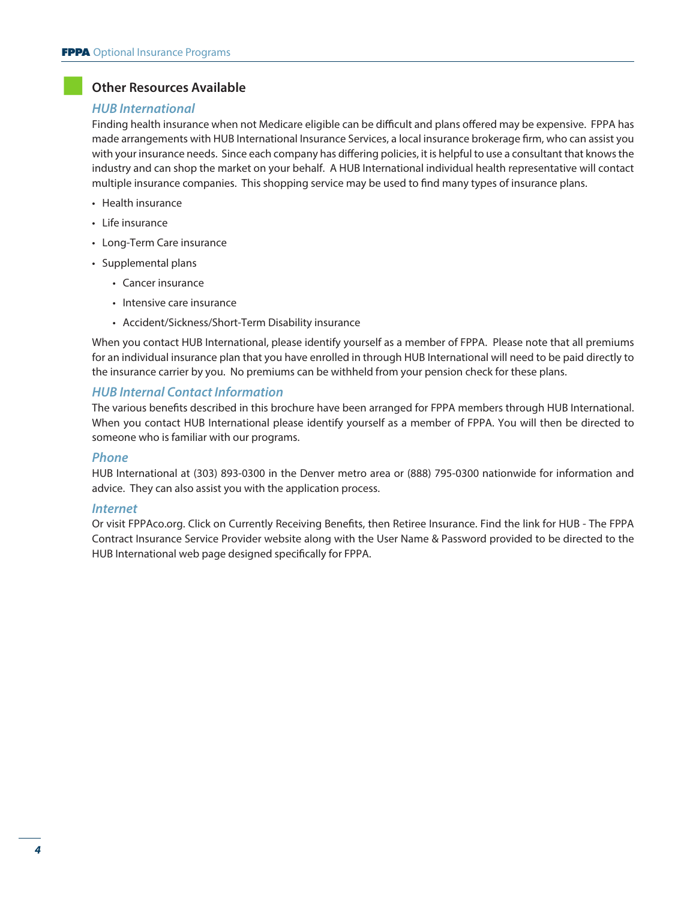## Other Resources Available

### *HUB International*

Finding health insurance when not Medicare eligible can be difficult and plans offered may be expensive. FPPA has made arrangements with HUB International Insurance Services, a local insurance brokerage firm, who can assist you with your insurance needs. Since each company has differing policies, it is helpful to use a consultant that knows the industry and can shop the market on your behalf. A HUB International individual health representative will contact multiple insurance companies. This shopping service may be used to find many types of insurance plans.

- Health insurance
- Life insurance
- Long-Term Care insurance
- Supplemental plans
  - Cancer insurance
  - Intensive care insurance
  - Accident/Sickness/Short-Term Disability insurance

When you contact HUB International, please identify yourself as a member of FPPA. Please note that all premiums for an individual insurance plan that you have enrolled in through HUB International will need to be paid directly to the insurance carrier by you. No premiums can be withheld from your pension check for these plans.

### *HUB Internal Contact Information*

The various benefits described in this brochure have been arranged for FPPA members through HUB International. When you contact HUB International please identify yourself as a member of FPPA. You will then be directed to someone who is familiar with our programs.

### *Phone*

HUB International at (303) 893-0300 in the Denver metro area or (888) 795-0300 nationwide for information and advice. They can also assist you with the application process.

### *Internet*

Or visit FPPAco.org. Click on Currently Receiving Benefits, then Retiree Insurance. Find the link for HUB - The FPPA Contract Insurance Service Provider website along with the User Name & Password provided to be directed to the HUB International web page designed specifically for FPPA.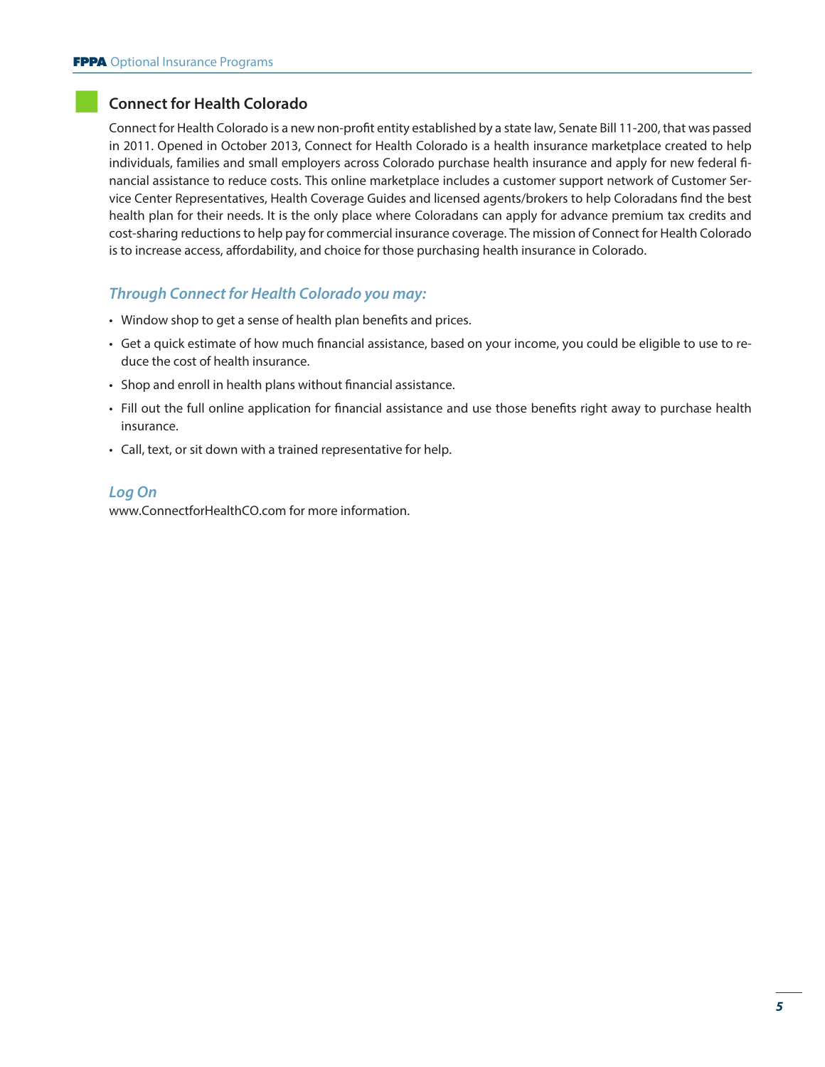## Connect for Health Colorado

Connect for Health Colorado is a new non-profit entity established by a state law, Senate Bill 11-200, that was passed in 2011. Opened in October 2013, Connect for Health Colorado is a health insurance marketplace created to help individuals, families and small employers across Colorado purchase health insurance and apply for new federal financial assistance to reduce costs. This online marketplace includes a customer support network of Customer Service Center Representatives, Health Coverage Guides and licensed agents/brokers to help Coloradans find the best health plan for their needs. It is the only place where Coloradans can apply for advance premium tax credits and cost-sharing reductions to help pay for commercial insurance coverage. The mission of Connect for Health Colorado is to increase access, affordability, and choice for those purchasing health insurance in Colorado.

### *Through Connect for Health Colorado you may:*

- Window shop to get a sense of health plan benefits and prices.
- Get a quick estimate of how much financial assistance, based on your income, you could be eligible to use to reduce the cost of health insurance.
- Shop and enroll in health plans without financial assistance.
- Fill out the full online application for financial assistance and use those benefits right away to purchase health insurance.
- Call, text, or sit down with a trained representative for help.

### *Log On*

www.ConnectforHealthCO.com for more information.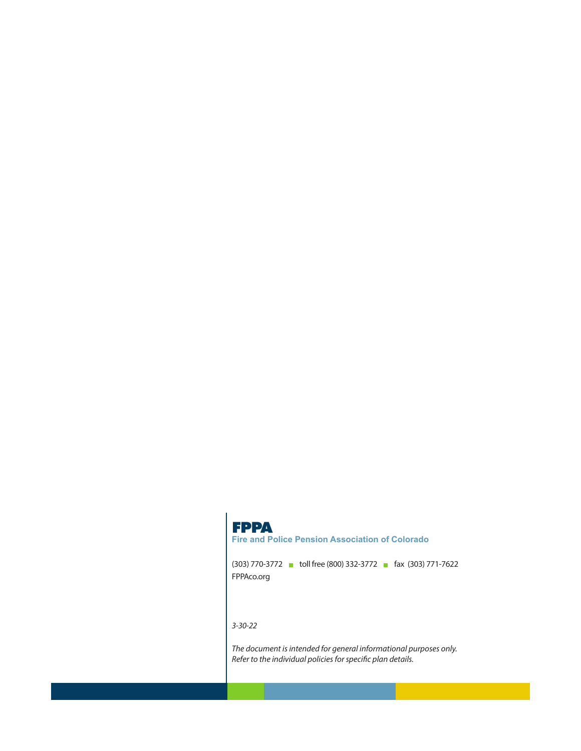**FPPA**

**Fire and Police Pension Association of Colorado**

(303) 770-3772 ▪ toll free (800) 332-3772 ▪ fax (303) 771-7622

FPPAco.org

*3-30-22*

*The document is intended for general informational purposes only.*
*Refer to the individual policies for specific plan details.*